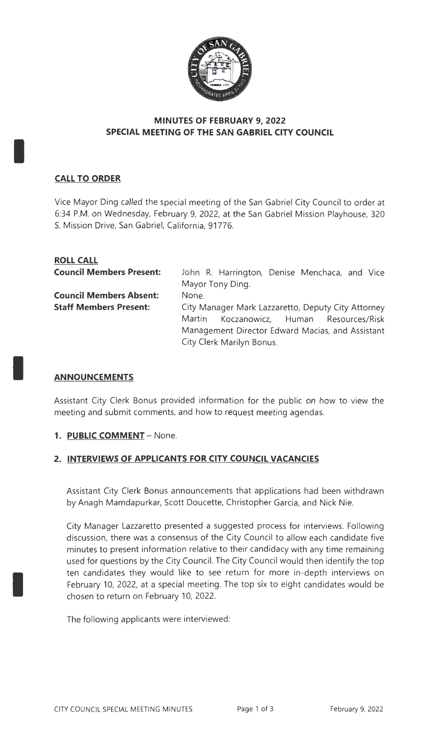# MINUTES OF FEBRUARY 9, 2022
# SPECIAL MEETING OF THE SAN GABRIEL CITY COUNCIL

## CALL TO ORDER

Vice Mayor Ding called the special meeting of the San Gabriel City Council to order at 6:34 P.M. on Wednesday, February 9, 2022, at the San Gabriel Mission Playhouse, 320 S. Mission Drive, San Gabriel, California, 91776.

## ROLL CALL

**Council Members Present:** John R. Harrington, Denise Menchaca, and Vice Mayor Tony Ding.

**Council Members Absent:** None.

**Staff Members Present:** City Manager Mark Lazzaretto, Deputy City Attorney Martin Koczanowicz, Human Resources/Risk Management Director Edward Macias, and Assistant City Clerk Marilyn Bonus.

## ANNOUNCEMENTS

Assistant City Clerk Bonus provided information for the public on how to view the meeting and submit comments, and how to request meeting agendas.

**1. PUBLIC COMMENT** – None.

**2. INTERVIEWS OF APPLICANTS FOR CITY COUNCIL VACANCIES**

Assistant City Clerk Bonus announcements that applications had been withdrawn by Anagh Mamdapurkar, Scott Doucette, Christopher Garcia, and Nick Nie.

City Manager Lazzaretto presented a suggested process for interviews. Following discussion, there was a consensus of the City Council to allow each candidate five minutes to present information relative to their candidacy with any time remaining used for questions by the City Council. The City Council would then identify the top ten candidates they would like to see return for more in-depth interviews on February 10, 2022, at a special meeting. The top six to eight candidates would be chosen to return on February 10, 2022.

The following applicants were interviewed: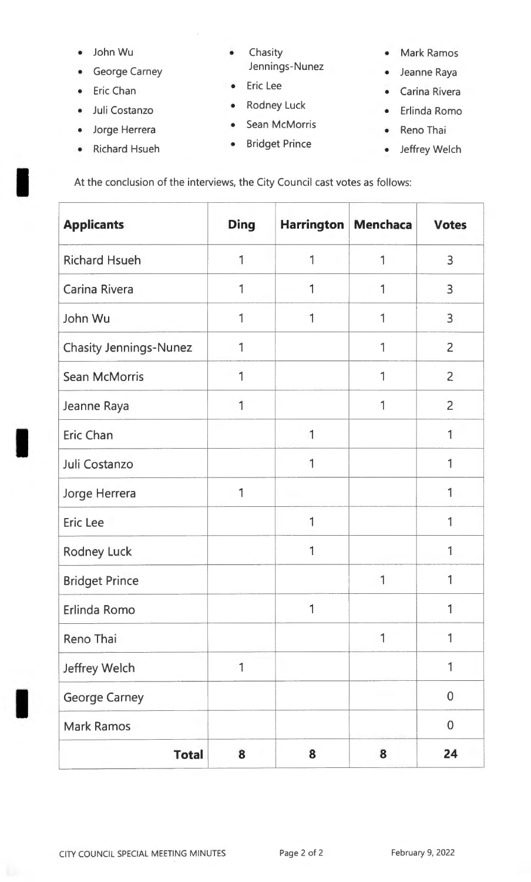- John Wu
- George Carney
- Eric Chan
- Juli Costanzo
- Jorge Herrera
- Richard Hsueh
- Chasity Jennings-Nunez
- Eric Lee
- Rodney Luck
- Sean McMorris
- Bridget Prince
- Mark Ramos
- Jeanne Raya
- Carina Rivera
- Erlinda Romo
- Reno Thai
- Jeffrey Welch

At the conclusion of the interviews, the City Council cast votes as follows:

| Applicants | Ding | Harrington | Menchaca | Votes |
|---|---|---|---|---|
| Richard Hsueh | 1 | 1 | 1 | 3 |
| Carina Rivera | 1 | 1 | 1 | 3 |
| John Wu | 1 | 1 | 1 | 3 |
| Chasity Jennings-Nunez | 1 | | 1 | 2 |
| Sean McMorris | 1 | | 1 | 2 |
| Jeanne Raya | 1 | | 1 | 2 |
| Eric Chan | | 1 | | 1 |
| Juli Costanzo | | 1 | | 1 |
| Jorge Herrera | 1 | | | 1 |
| Eric Lee | | 1 | | 1 |
| Rodney Luck | | 1 | | 1 |
| Bridget Prince | | | 1 | 1 |
| Erlinda Romo | | 1 | | 1 |
| Reno Thai | | | 1 | 1 |
| Jeffrey Welch | 1 | | | 1 |
| George Carney | | | | 0 |
| Mark Ramos | | | | 0 |
| **Total** | **8** | **8** | **8** | **24** |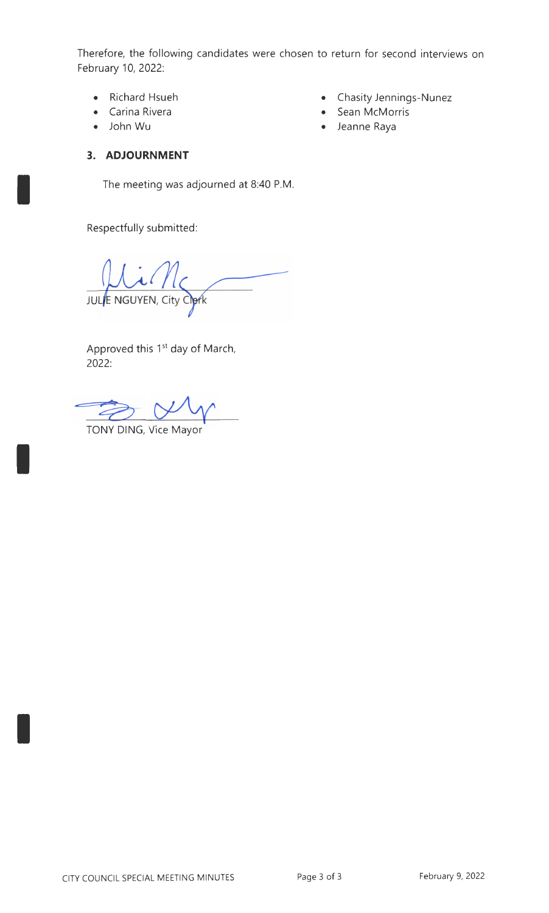Therefore, the following candidates were chosen to return for second interviews on February 10, 2022:

- Richard Hsueh
- Carina Rivera
- John Wu
- Chasity Jennings-Nunez
- Sean McMorris
- Jeanne Raya

### 3. ADJOURNMENT

The meeting was adjourned at 8:40 P.M.

Respectfully submitted:

JULIE NGUYEN, City Clerk

Approved this 1st day of March, 2022:

TONY DING, Vice Mayor